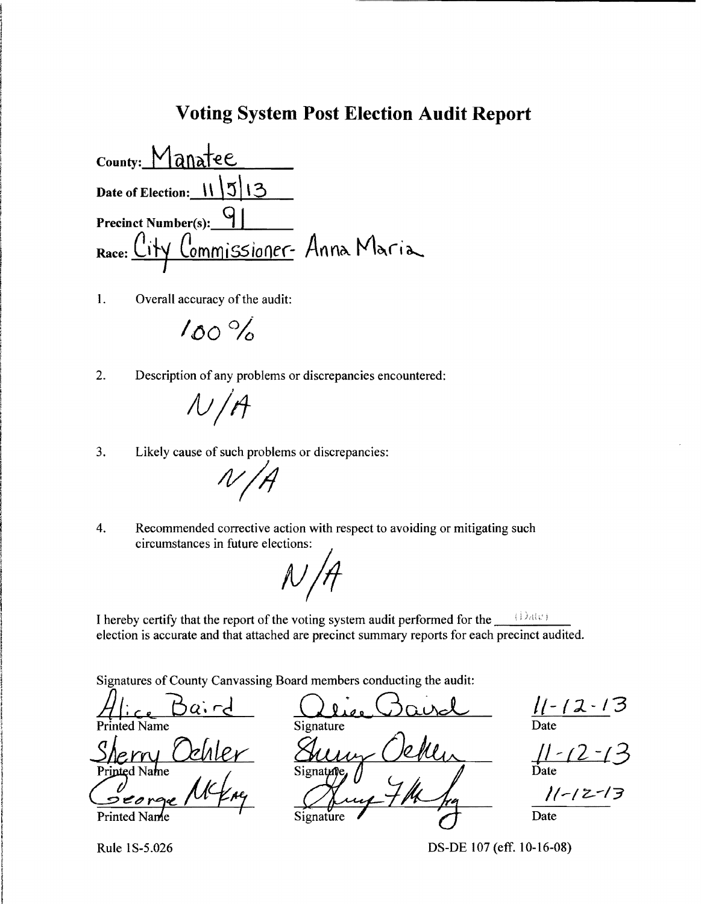# Voting System Post Election Audit Report

County: Manatee

Date of Election: 11/5/13

Precinct Number(s): 91

Race: City Commissioner- Anna Maria

1. Overall accuracy of the audit:

   100%

2. Description of any problems or discrepancies encountered:

   N/A

3. Likely cause of such problems or discrepancies:

   N/A

4. Recommended corrective action with respect to avoiding or mitigating such circumstances in future elections:

   N/A

I hereby certify that the report of the voting system audit performed for the ________ (Date) election is accurate and that attached are precinct summary reports for each precinct audited.

Signatures of County Canvassing Board members conducting the audit:

| Printed Name | Signature | Date |
|---|---|---|
| Alice Baird | Alice Baird | 11-12-13 |
| Sherry Oehler | Sherry Oehler | 11-12-13 |
| George McKay | George McKay | 11-12-13 |

Rule 1S-5.026

DS-DE 107 (eff. 10-16-08)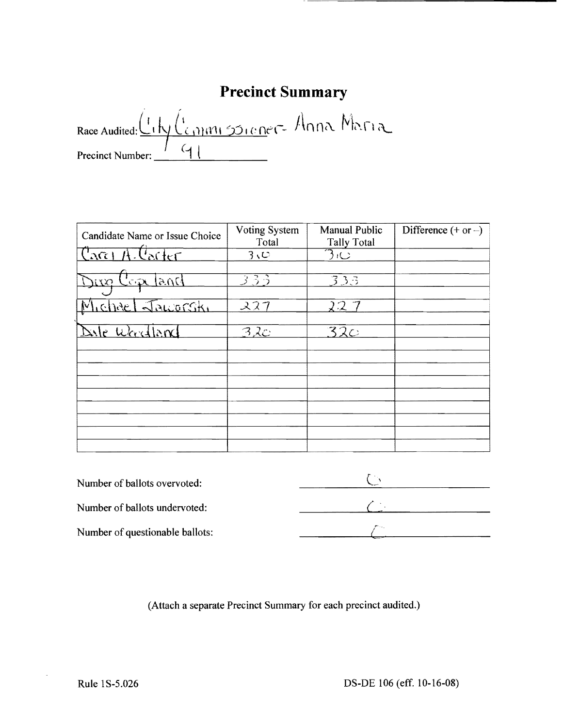# Precinct Summary

Race Audited: City Commissioner- Anna Maria

Precinct Number: 91

| Candidate Name or Issue Choice | Voting System Total | Manual Public Tally Total | Difference (+ or –) |
|---|---|---|---|
| Carol A. Carter | 310 | 310 | |
| | | | |
| Doug Copeland | 333 | 333 | |
| | | | |
| Michael Jaworski | 227 | 227 | |
| | | | |
| Dale Woodland | 320 | 320 | |
| | | | |
| | | | |
| | | | |
| | | | |
| | | | |
| | | | |
| | | | |
| | | | |

Number of ballots overvoted: 0

Number of ballots undervoted: 0

Number of questionable ballots: 0

(Attach a separate Precinct Summary for each precinct audited.)

Rule 1S-5.026

DS-DE 106 (eff. 10-16-08)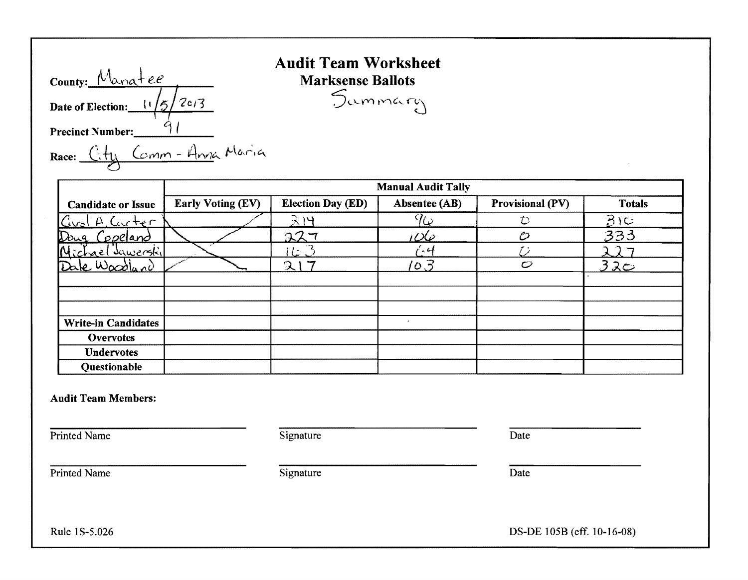# Audit Team Worksheet

## Marksense Ballots

Summary

**County:** Manatee

**Date of Election:** 11/5/2013

**Precinct Number:** 91

**Race:** City Comm - Anna Maria

| Candidate or Issue | Manual Audit Tally | | | | |
|---|---|---|---|---|---|
| | Early Voting (EV) | Election Day (ED) | Absentee (AB) | Provisional (PV) | Totals |
| Carol A. Carter | | 214 | 96 | 0 | 310 |
| Doug Copeland | | 227 | 106 | 0 | 333 |
| Michael Jaworski | | 163 | 64 | 0 | 227 |
| Dale Woodland | | 217 | 103 | 0 | 320 |
| | | | | | |
| | | | | | |
| | | | | | |
| **Write-in Candidates** | | | | | |
| **Overvotes** | | | | | |
| **Undervotes** | | | | | |
| **Questionable** | | | | | |

**Audit Team Members:**

Printed Name ____________ Signature ____________ Date ____________

Printed Name ____________ Signature ____________ Date ____________

Rule 1S-5.026

DS-DE 105B (eff. 10-16-08)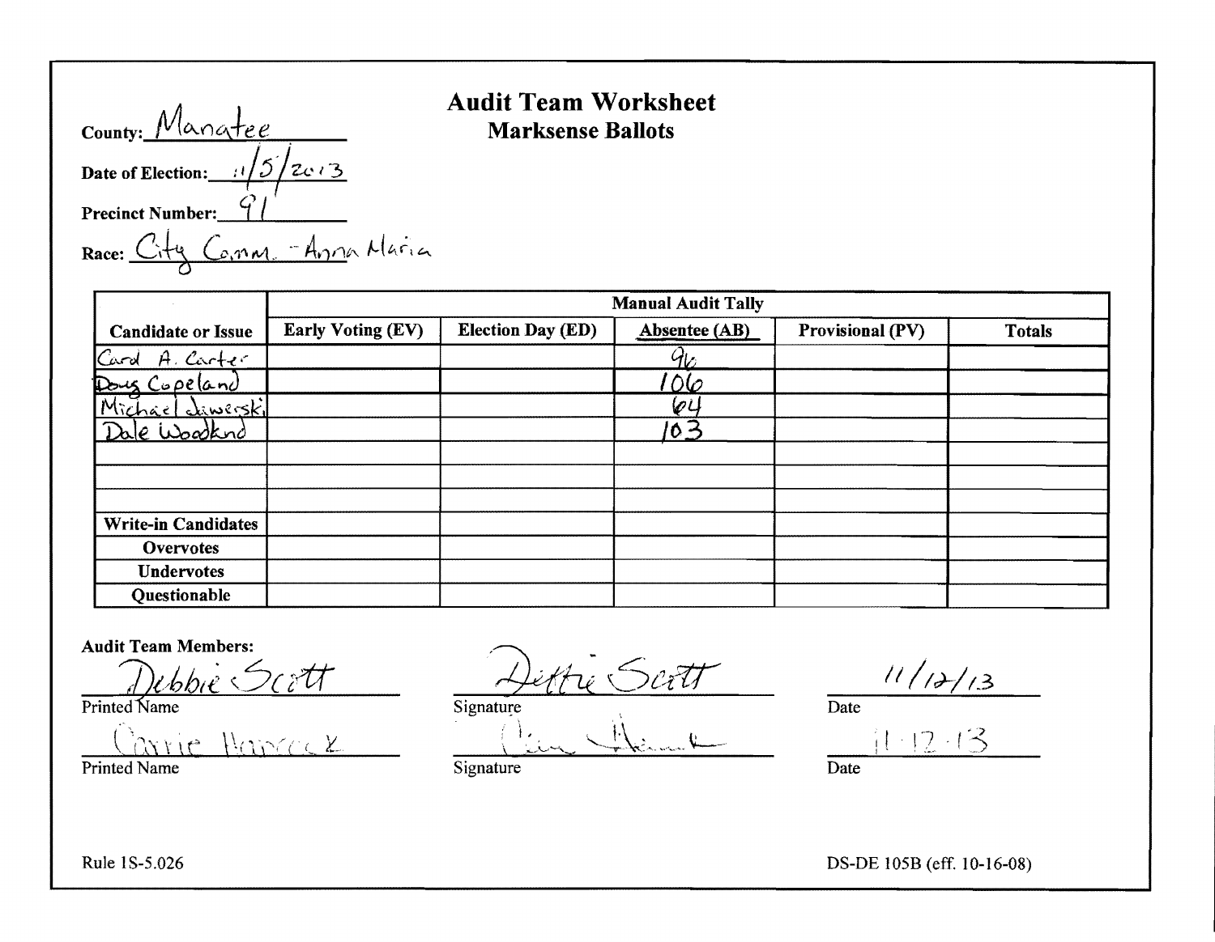# Audit Team Worksheet

## Marksense Ballots

**County:** Manatee

**Date of Election:** 11/5/2013

**Precinct Number:** 91

**Race:** City Comm. - Anna Maria

| Candidate or Issue | Manual Audit Tally | | | | |
|---|---|---|---|---|---|
| | **Early Voting (EV)** | **Election Day (ED)** | **Absentee (AB)** | **Provisional (PV)** | **Totals** |
| Carol A. Carter | | | 96 | | |
| Doug Copeland | | | 106 | | |
| Michael Jaworski | | | 64 | | |
| Dale Woodland | | | 103 | | |
| | | | | | |
| | | | | | |
| | | | | | |
| **Write-in Candidates** | | | | | |
| **Overvotes** | | | | | |
| **Undervotes** | | | | | |
| **Questionable** | | | | | |

**Audit Team Members:**

| Printed Name | Signature | Date |
|---|---|---|
| Debbie Scott | Debbie Scott | 11/12/13 |
| Carrie Hancock | Carrie Hancock | 11-12-13 |

Rule 1S-5.026

DS-DE 105B (eff. 10-16-08)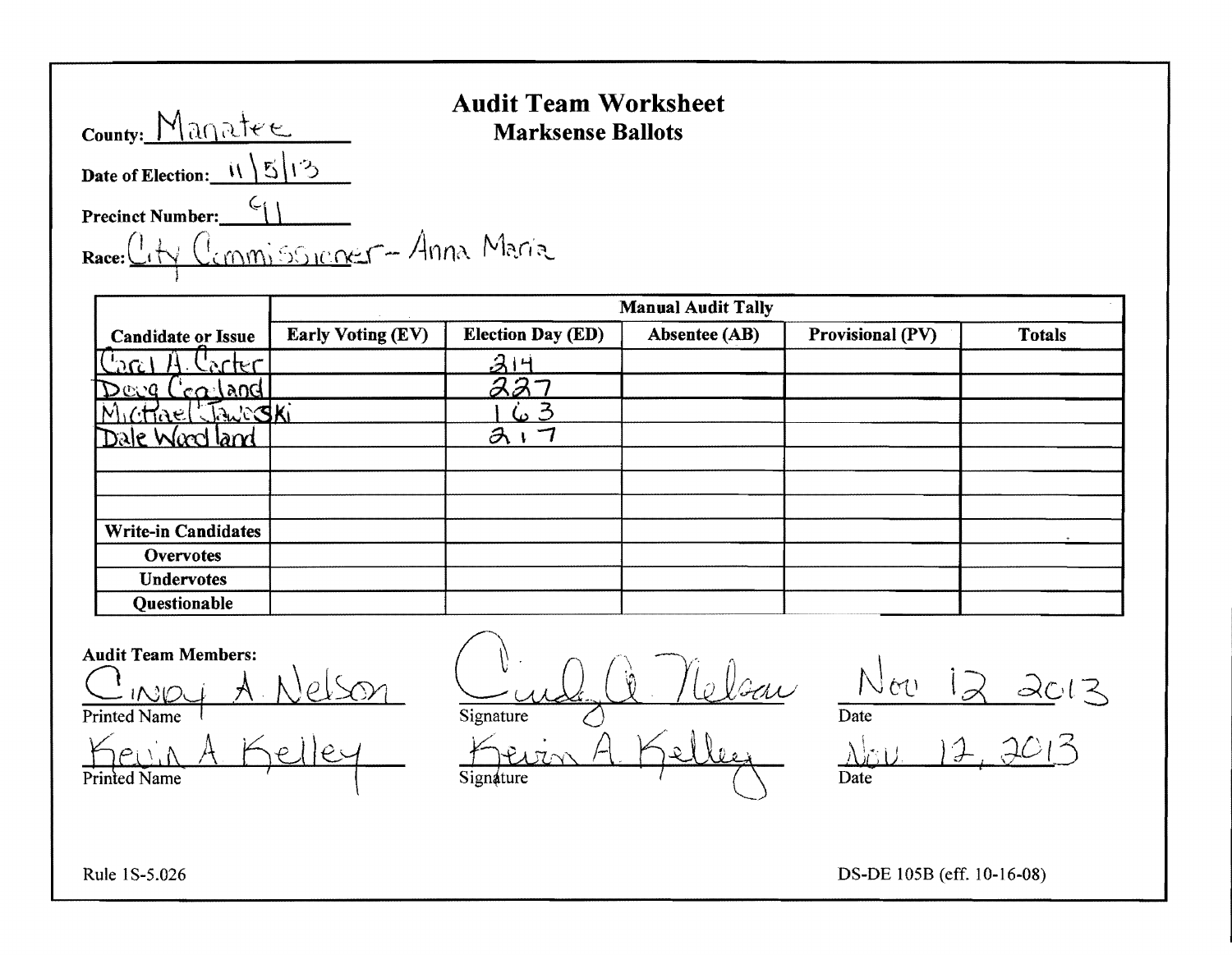# Audit Team Worksheet

## Marksense Ballots

**County:** Manatee

**Date of Election:** 11/5/13

**Precinct Number:** 91

**Race:** City Commissioner -- Anna Maria

| Candidate or Issue | Manual Audit Tally | | | | |
|---|---|---|---|---|---|
| | Early Voting (EV) | Election Day (ED) | Absentee (AB) | Provisional (PV) | Totals |
| Carol A. Carter | | 214 | | | |
| Doug Copeland | | 227 | | | |
| Michael Jaworski | | 163 | | | |
| Dale Woodland | | 217 | | | |
| | | | | | |
| | | | | | |
| | | | | | |
| **Write-in Candidates** | | | | | |
| **Overvotes** | | | | | |
| **Undervotes** | | | | | |
| **Questionable** | | | | | |

**Audit Team Members:**

| Printed Name | Signature | Date |
|---|---|---|
| Cindy A Nelson | Cindy A Nelson | Nov 12 2013 |
| Kevin A Kelley | Kevin A. Kelley | Nov. 12, 2013 |

Rule 1S-5.026

DS-DE 105B (eff. 10-16-08)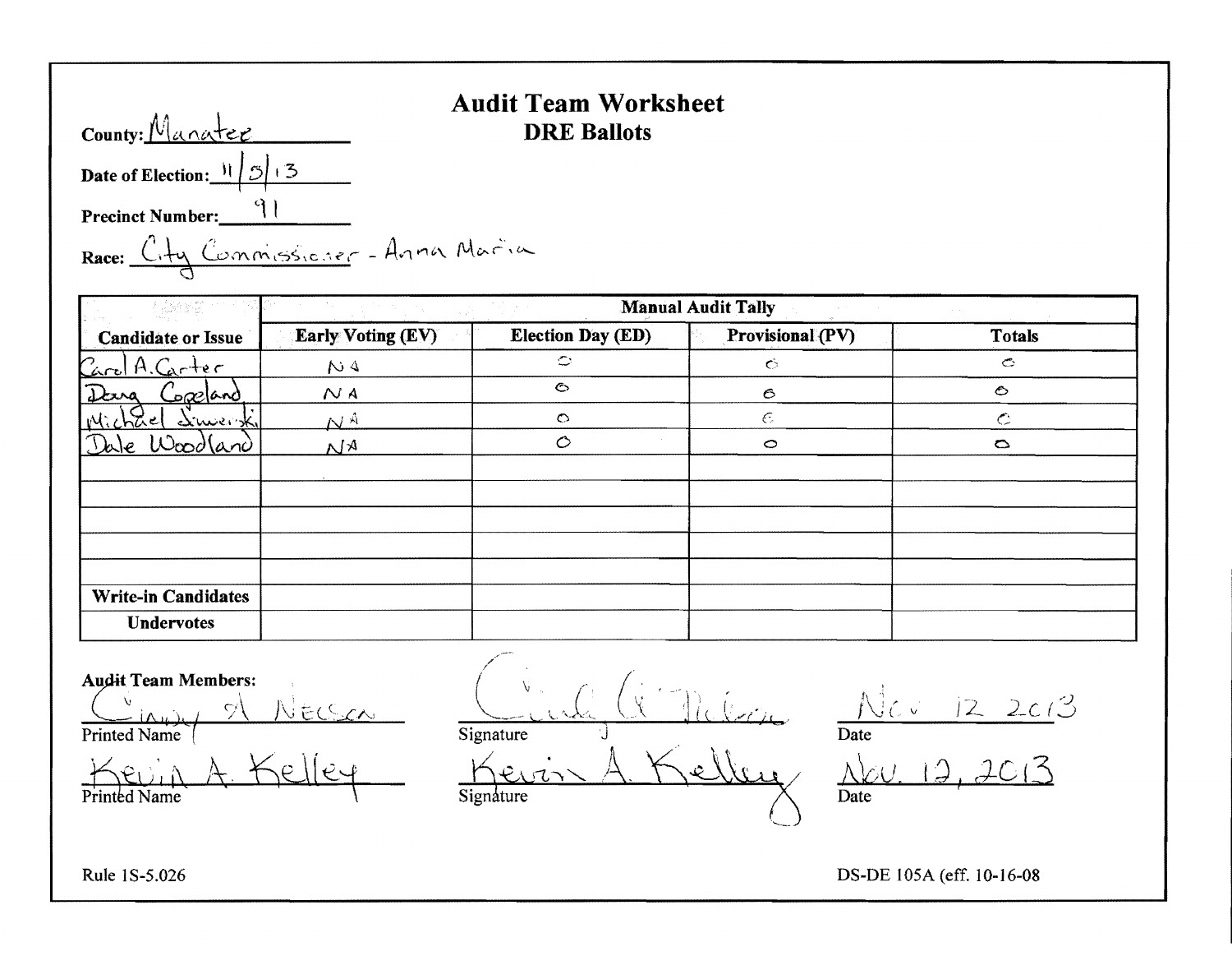# Audit Team Worksheet

## DRE Ballots

**County:** Manatee

**Date of Election:** 11/5/13

**Precinct Number:** 91

**Race:** City Commissioner - Anna Maria

| Candidate or Issue | Manual Audit Tally | | | |
|---|---|---|---|---|
| | Early Voting (EV) | Election Day (ED) | Provisional (PV) | Totals |
| Carol A. Carter | NA | 0 | 0 | 0 |
| Doug Copeland | NA | 0 | 0 | 0 |
| Michael Jaworski | NA | 0 | 0 | 0 |
| Dale Woodland | NA | 0 | 0 | 0 |
| | | | | |
| | | | | |
| | | | | |
| | | | | |
| | | | | |
| Write-in Candidates | | | | |
| Undervotes | | | | |

**Audit Team Members:**

| Printed Name | Signature | Date |
|---|---|---|
| Cindy A Nelson | Cindy A. Nelson | Nov 12 2013 |
| Kevin A. Kelley | Kevin A. Kelley | Nov. 12, 2013 |

Rule 1S-5.026

DS-DE 105A (eff. 10-16-08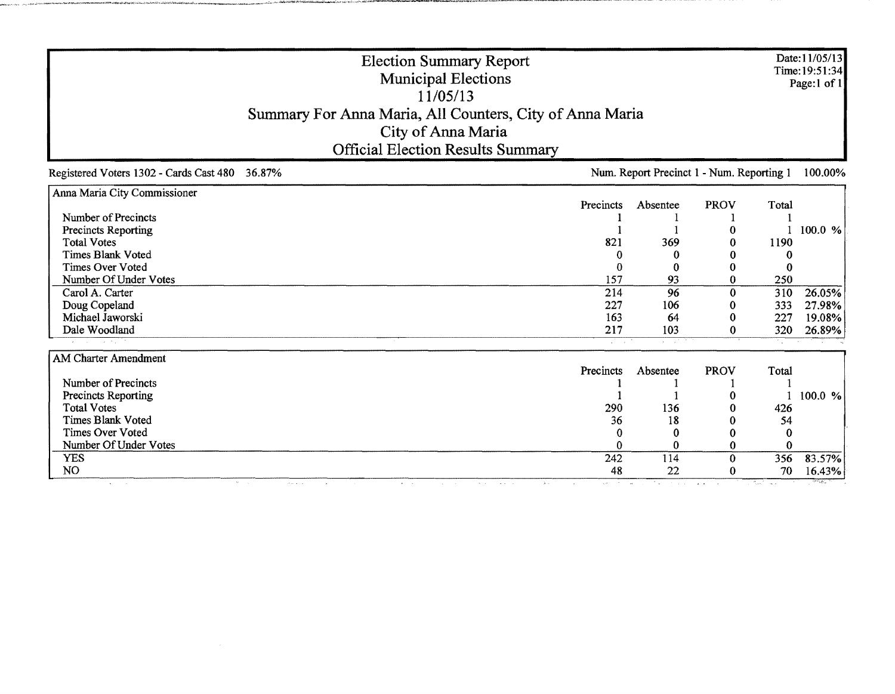# Election Summary Report
## Municipal Elections
## 11/05/13
## Summary For Anna Maria, All Counters, City of Anna Maria
## City of Anna Maria
## Official Election Results Summary

Date:11/05/13
Time:19:51:34
Page:1 of 1

Registered Voters 1302 - Cards Cast 480 36.87%

Num. Report Precinct 1 - Num. Reporting 1 100.00%

| Anna Maria City Commissioner | Precincts | Absentee | PROV | Total | |
|---|---|---|---|---|---|
| Number of Precincts | 1 | 1 | 1 | 1 | |
| Precincts Reporting | 1 | 1 | 0 | 1 | 100.0 % |
| Total Votes | 821 | 369 | 0 | 1190 | |
| Times Blank Voted | 0 | 0 | 0 | 0 | |
| Times Over Voted | 0 | 0 | 0 | 0 | |
| Number Of Under Votes | 157 | 93 | 0 | 250 | |
| Carol A. Carter | 214 | 96 | 0 | 310 | 26.05% |
| Doug Copeland | 227 | 106 | 0 | 333 | 27.98% |
| Michael Jaworski | 163 | 64 | 0 | 227 | 19.08% |
| Dale Woodland | 217 | 103 | 0 | 320 | 26.89% |

| AM Charter Amendment | Precincts | Absentee | PROV | Total | |
|---|---|---|---|---|---|
| Number of Precincts | 1 | 1 | 1 | 1 | |
| Precincts Reporting | 1 | 1 | 0 | 1 | 100.0 % |
| Total Votes | 290 | 136 | 0 | 426 | |
| Times Blank Voted | 36 | 18 | 0 | 54 | |
| Times Over Voted | 0 | 0 | 0 | 0 | |
| Number Of Under Votes | 0 | 0 | 0 | 0 | |
| YES | 242 | 114 | 0 | 356 | 83.57% |
| NO | 48 | 22 | 0 | 70 | 16.43% |